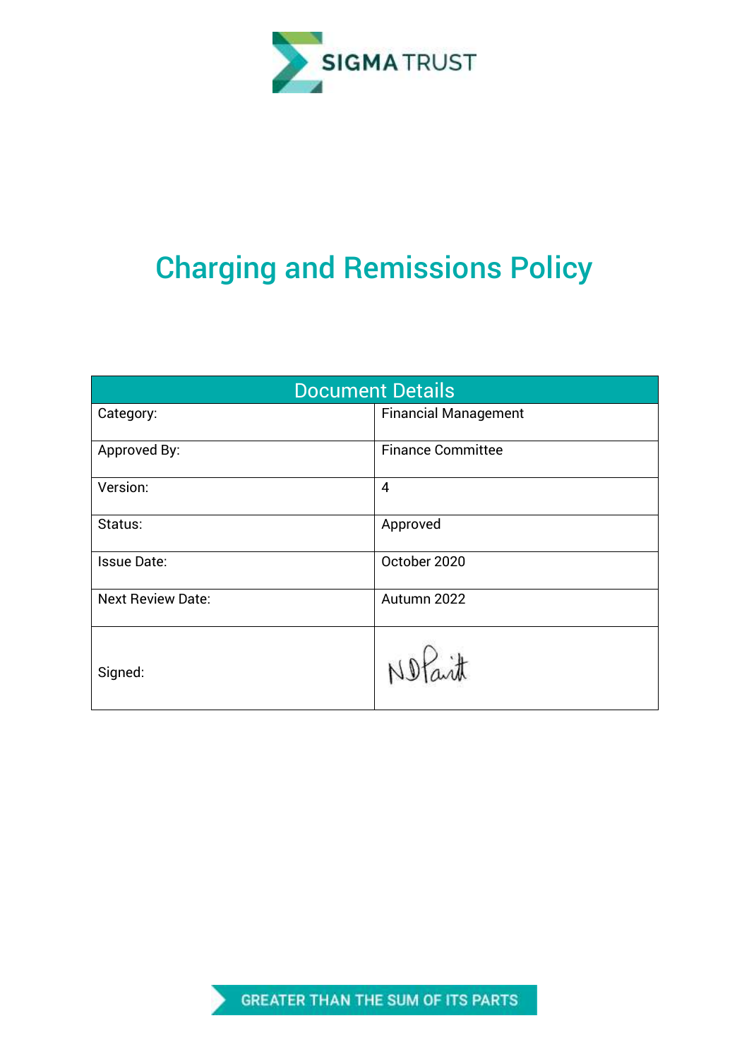SIGMA TRUST

# Charging and Remissions Policy

| Document Details | |
|---|---|
| Category: | Financial Management |
| Approved By: | Finance Committee |
| Version: | 4 |
| Status: | Approved |
| Issue Date: | October 2020 |
| Next Review Date: | Autumn 2022 |
| Signed: | N D Pait |

GREATER THAN THE SUM OF ITS PARTS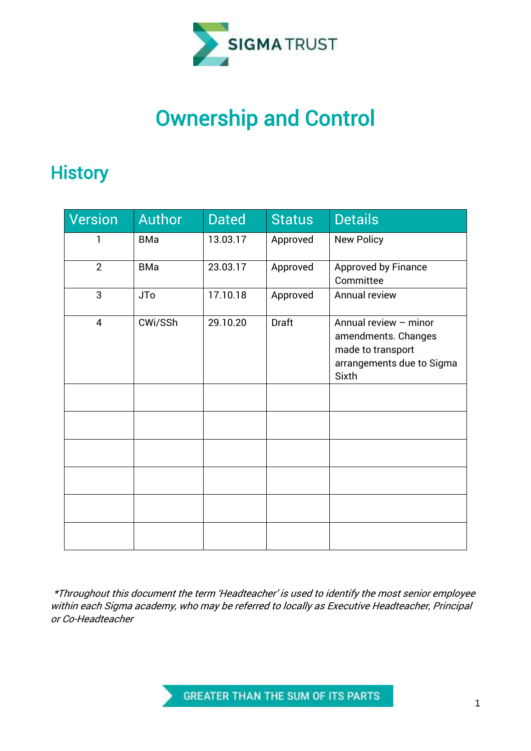# Ownership and Control

## History

| Version | Author | Dated | Status | Details |
|---|---|---|---|---|
| 1 | BMa | 13.03.17 | Approved | New Policy |
| 2 | BMa | 23.03.17 | Approved | Approved by Finance Committee |
| 3 | JTo | 17.10.18 | Approved | Annual review |
| 4 | CWi/SSh | 29.10.20 | Draft | Annual review – minor amendments. Changes made to transport arrangements due to Sigma Sixth |
| | | | | |
| | | | | |
| | | | | |
| | | | | |
| | | | | |
| | | | | |

*\*Throughout this document the term 'Headteacher' is used to identify the most senior employee within each Sigma academy, who may be referred to locally as Executive Headteacher, Principal or Co-Headteacher*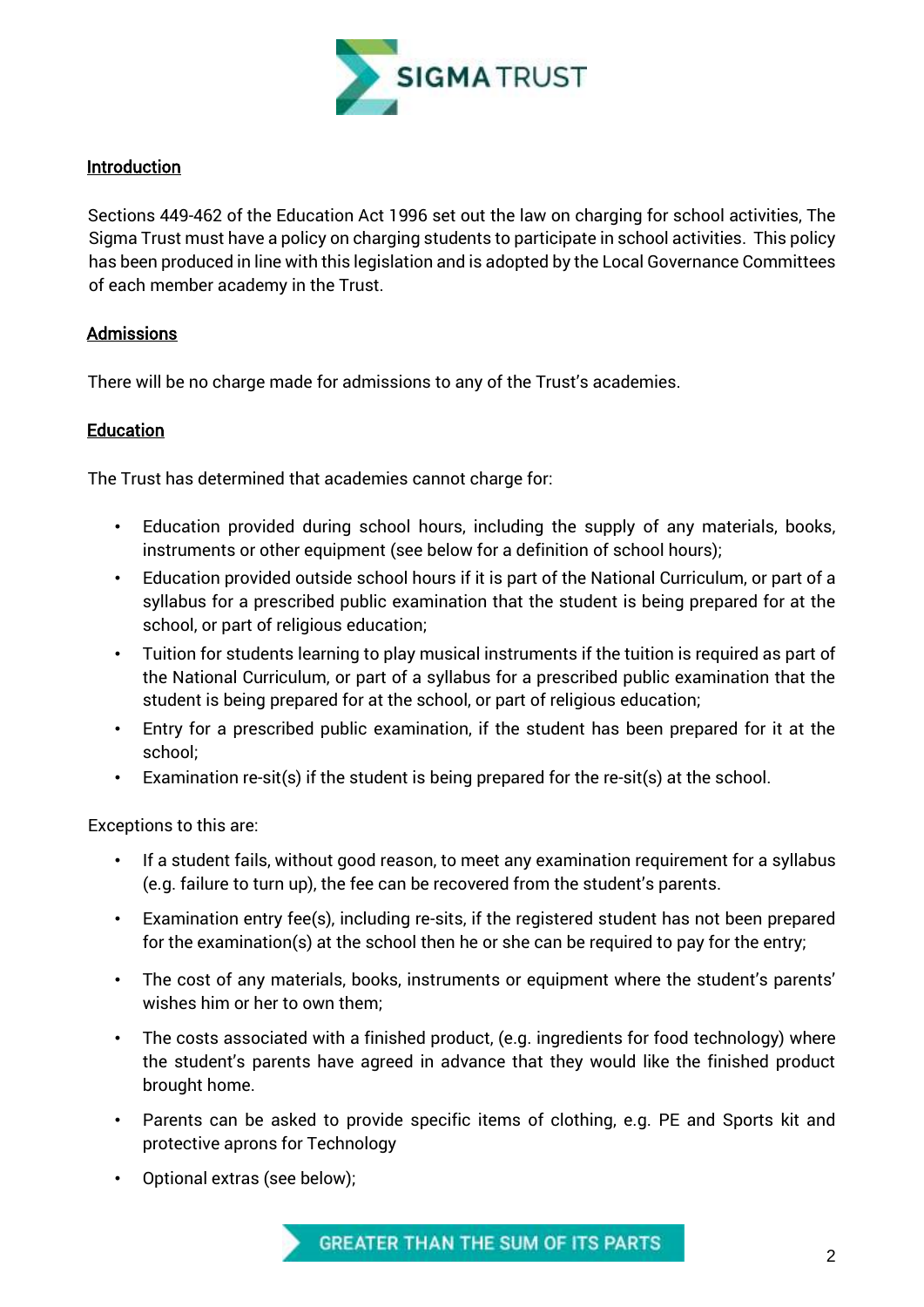## Introduction

Sections 449-462 of the Education Act 1996 set out the law on charging for school activities, The Sigma Trust must have a policy on charging students to participate in school activities. This policy has been produced in line with this legislation and is adopted by the Local Governance Committees of each member academy in the Trust.

## Admissions

There will be no charge made for admissions to any of the Trust's academies.

## Education

The Trust has determined that academies cannot charge for:

- Education provided during school hours, including the supply of any materials, books, instruments or other equipment (see below for a definition of school hours);
- Education provided outside school hours if it is part of the National Curriculum, or part of a syllabus for a prescribed public examination that the student is being prepared for at the school, or part of religious education;
- Tuition for students learning to play musical instruments if the tuition is required as part of the National Curriculum, or part of a syllabus for a prescribed public examination that the student is being prepared for at the school, or part of religious education;
- Entry for a prescribed public examination, if the student has been prepared for it at the school;
- Examination re-sit(s) if the student is being prepared for the re-sit(s) at the school.

Exceptions to this are:

- If a student fails, without good reason, to meet any examination requirement for a syllabus (e.g. failure to turn up), the fee can be recovered from the student's parents.
- Examination entry fee(s), including re-sits, if the registered student has not been prepared for the examination(s) at the school then he or she can be required to pay for the entry;
- The cost of any materials, books, instruments or equipment where the student's parents' wishes him or her to own them;
- The costs associated with a finished product, (e.g. ingredients for food technology) where the student's parents have agreed in advance that they would like the finished product brought home.
- Parents can be asked to provide specific items of clothing, e.g. PE and Sports kit and protective aprons for Technology
- Optional extras (see below);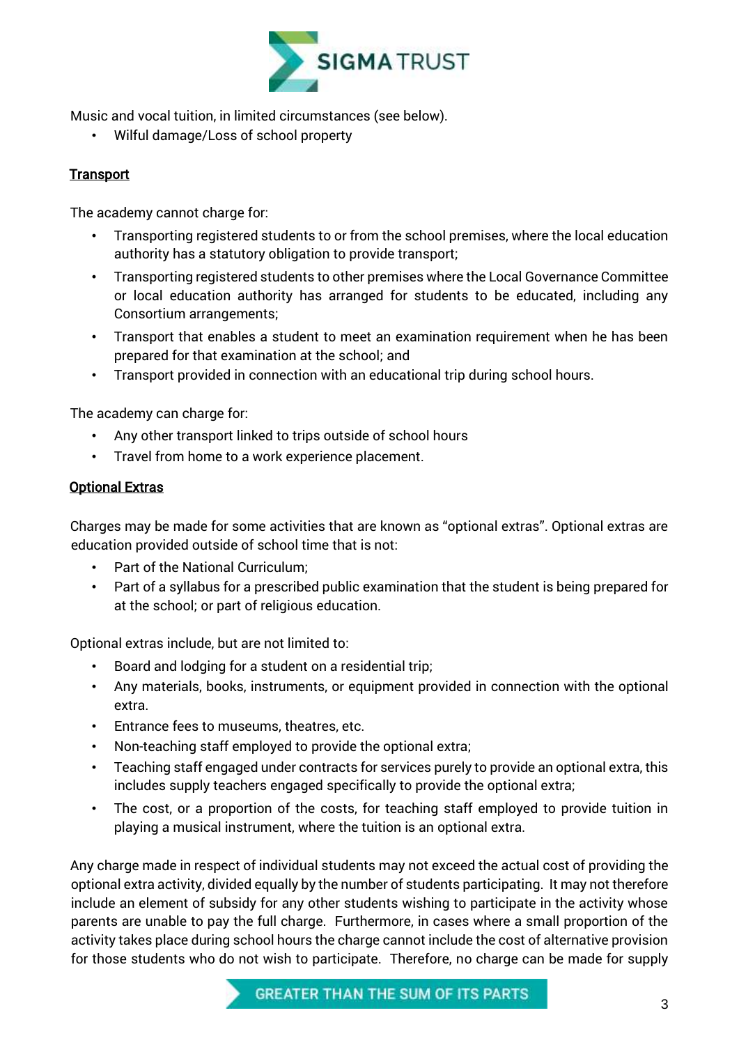Music and vocal tuition, in limited circumstances (see below).

- Wilful damage/Loss of school property

**Transport**

The academy cannot charge for:

- Transporting registered students to or from the school premises, where the local education authority has a statutory obligation to provide transport;
- Transporting registered students to other premises where the Local Governance Committee or local education authority has arranged for students to be educated, including any Consortium arrangements;
- Transport that enables a student to meet an examination requirement when he has been prepared for that examination at the school; and
- Transport provided in connection with an educational trip during school hours.

The academy can charge for:

- Any other transport linked to trips outside of school hours
- Travel from home to a work experience placement.

**Optional Extras**

Charges may be made for some activities that are known as "optional extras". Optional extras are education provided outside of school time that is not:

- Part of the National Curriculum;
- Part of a syllabus for a prescribed public examination that the student is being prepared for at the school; or part of religious education.

Optional extras include, but are not limited to:

- Board and lodging for a student on a residential trip;
- Any materials, books, instruments, or equipment provided in connection with the optional extra.
- Entrance fees to museums, theatres, etc.
- Non-teaching staff employed to provide the optional extra;
- Teaching staff engaged under contracts for services purely to provide an optional extra, this includes supply teachers engaged specifically to provide the optional extra;
- The cost, or a proportion of the costs, for teaching staff employed to provide tuition in playing a musical instrument, where the tuition is an optional extra.

Any charge made in respect of individual students may not exceed the actual cost of providing the optional extra activity, divided equally by the number of students participating. It may not therefore include an element of subsidy for any other students wishing to participate in the activity whose parents are unable to pay the full charge. Furthermore, in cases where a small proportion of the activity takes place during school hours the charge cannot include the cost of alternative provision for those students who do not wish to participate. Therefore, no charge can be made for supply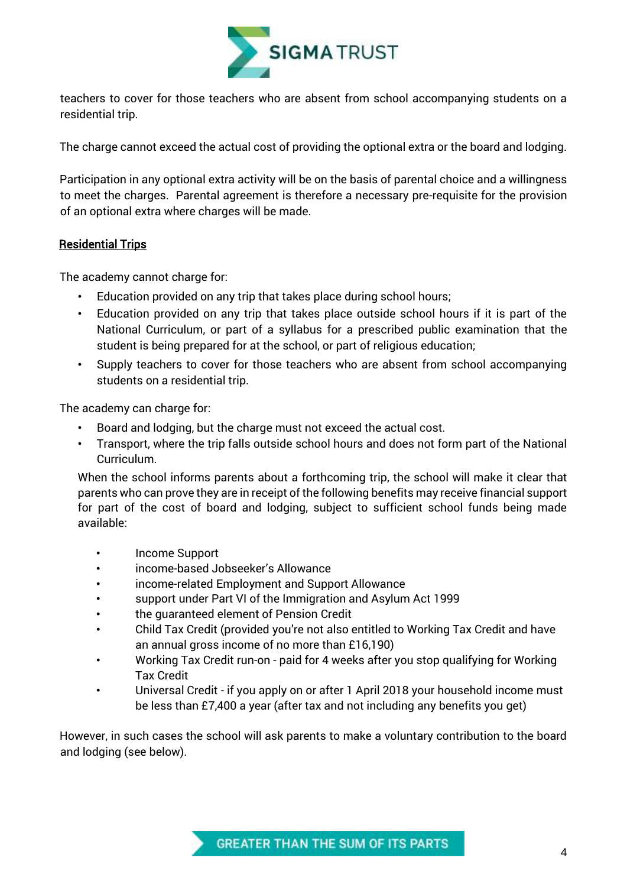teachers to cover for those teachers who are absent from school accompanying students on a residential trip.

The charge cannot exceed the actual cost of providing the optional extra or the board and lodging.

Participation in any optional extra activity will be on the basis of parental choice and a willingness to meet the charges. Parental agreement is therefore a necessary pre-requisite for the provision of an optional extra where charges will be made.

## Residential Trips

The academy cannot charge for:

- Education provided on any trip that takes place during school hours;
- Education provided on any trip that takes place outside school hours if it is part of the National Curriculum, or part of a syllabus for a prescribed public examination that the student is being prepared for at the school, or part of religious education;
- Supply teachers to cover for those teachers who are absent from school accompanying students on a residential trip.

The academy can charge for:

- Board and lodging, but the charge must not exceed the actual cost.
- Transport, where the trip falls outside school hours and does not form part of the National Curriculum.

When the school informs parents about a forthcoming trip, the school will make it clear that parents who can prove they are in receipt of the following benefits may receive financial support for part of the cost of board and lodging, subject to sufficient school funds being made available:

- Income Support
- income-based Jobseeker's Allowance
- income-related Employment and Support Allowance
- support under Part VI of the Immigration and Asylum Act 1999
- the guaranteed element of Pension Credit
- Child Tax Credit (provided you're not also entitled to Working Tax Credit and have an annual gross income of no more than £16,190)
- Working Tax Credit run-on - paid for 4 weeks after you stop qualifying for Working Tax Credit
- Universal Credit - if you apply on or after 1 April 2018 your household income must be less than £7,400 a year (after tax and not including any benefits you get)

However, in such cases the school will ask parents to make a voluntary contribution to the board and lodging (see below).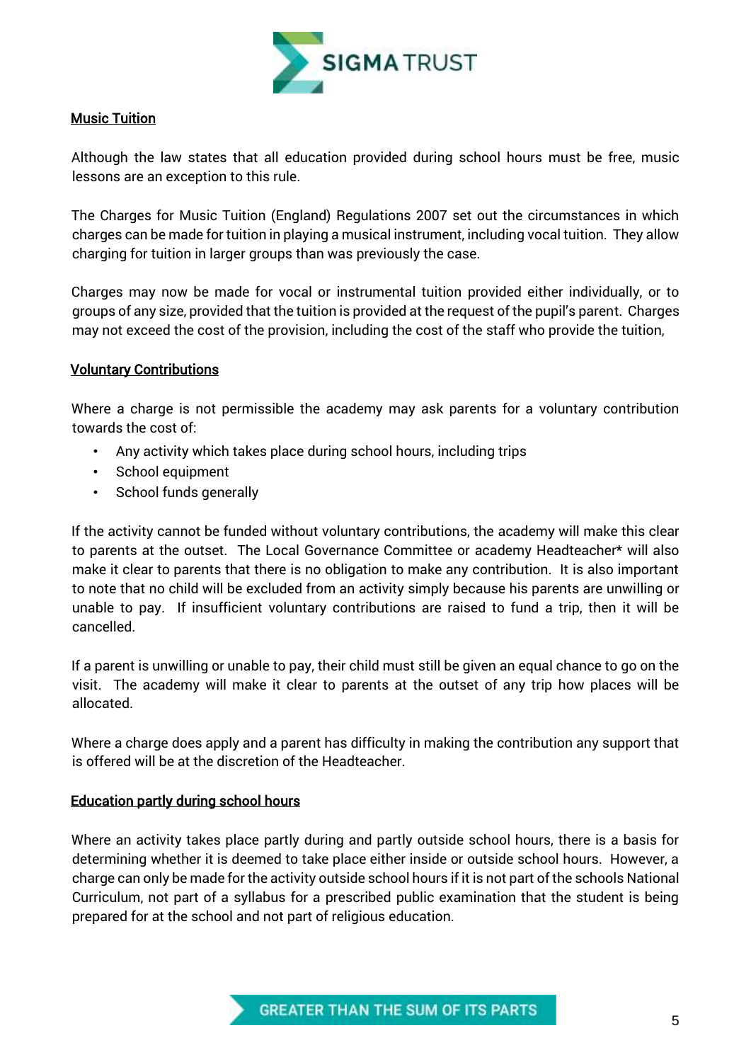## Music Tuition

Although the law states that all education provided during school hours must be free, music lessons are an exception to this rule.

The Charges for Music Tuition (England) Regulations 2007 set out the circumstances in which charges can be made for tuition in playing a musical instrument, including vocal tuition. They allow charging for tuition in larger groups than was previously the case.

Charges may now be made for vocal or instrumental tuition provided either individually, or to groups of any size, provided that the tuition is provided at the request of the pupil's parent. Charges may not exceed the cost of the provision, including the cost of the staff who provide the tuition,

## Voluntary Contributions

Where a charge is not permissible the academy may ask parents for a voluntary contribution towards the cost of:

- Any activity which takes place during school hours, including trips
- School equipment
- School funds generally

If the activity cannot be funded without voluntary contributions, the academy will make this clear to parents at the outset. The Local Governance Committee or academy Headteacher* will also make it clear to parents that there is no obligation to make any contribution. It is also important to note that no child will be excluded from an activity simply because his parents are unwilling or unable to pay. If insufficient voluntary contributions are raised to fund a trip, then it will be cancelled.

If a parent is unwilling or unable to pay, their child must still be given an equal chance to go on the visit. The academy will make it clear to parents at the outset of any trip how places will be allocated.

Where a charge does apply and a parent has difficulty in making the contribution any support that is offered will be at the discretion of the Headteacher.

## Education partly during school hours

Where an activity takes place partly during and partly outside school hours, there is a basis for determining whether it is deemed to take place either inside or outside school hours. However, a charge can only be made for the activity outside school hours if it is not part of the schools National Curriculum, not part of a syllabus for a prescribed public examination that the student is being prepared for at the school and not part of religious education.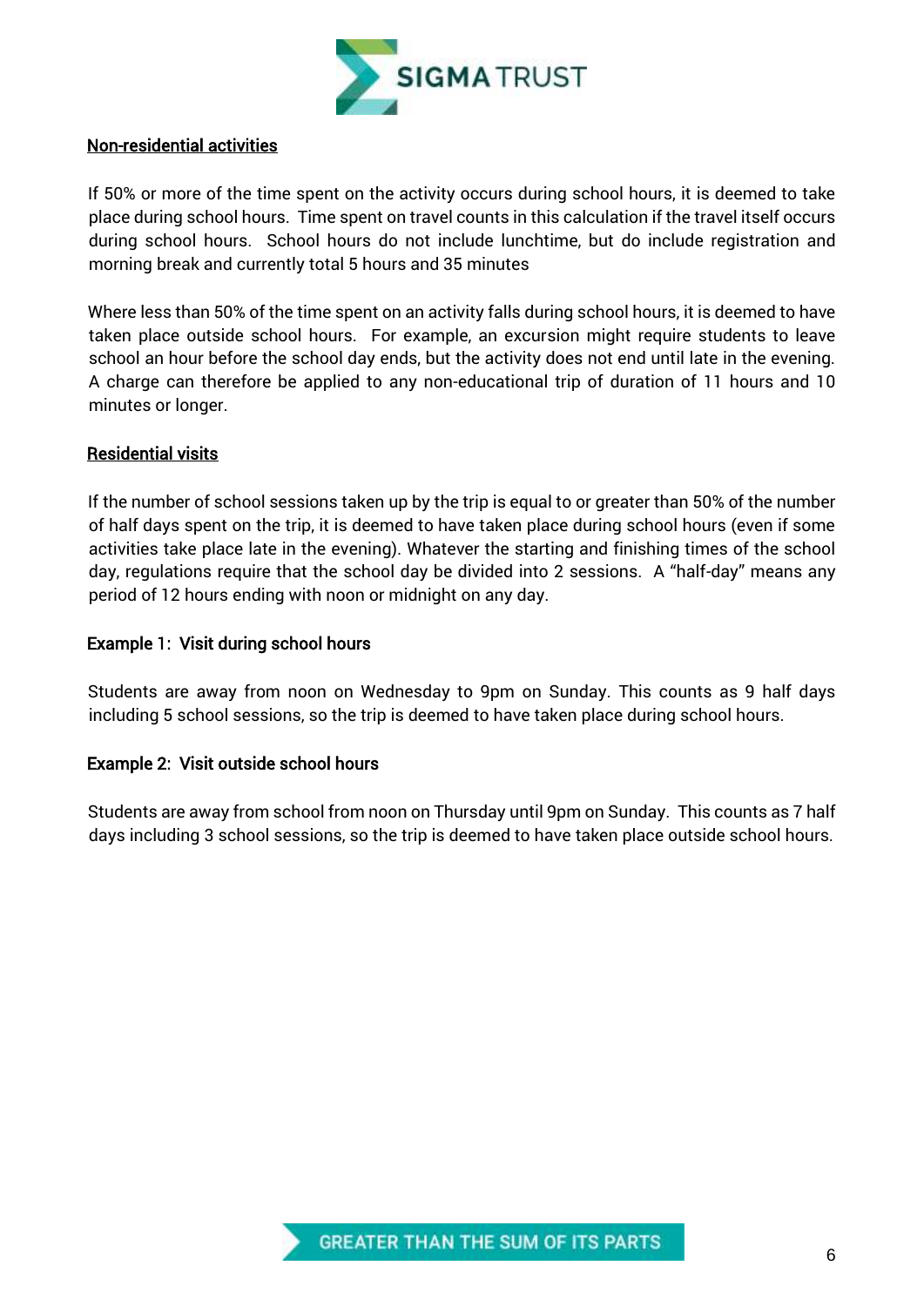<u>Non-residential activities</u>

If 50% or more of the time spent on the activity occurs during school hours, it is deemed to take place during school hours. Time spent on travel counts in this calculation if the travel itself occurs during school hours. School hours do not include lunchtime, but do include registration and morning break and currently total 5 hours and 35 minutes

Where less than 50% of the time spent on an activity falls during school hours, it is deemed to have taken place outside school hours. For example, an excursion might require students to leave school an hour before the school day ends, but the activity does not end until late in the evening. A charge can therefore be applied to any non-educational trip of duration of 11 hours and 10 minutes or longer.

<u>Residential visits</u>

If the number of school sessions taken up by the trip is equal to or greater than 50% of the number of half days spent on the trip, it is deemed to have taken place during school hours (even if some activities take place late in the evening). Whatever the starting and finishing times of the school day, regulations require that the school day be divided into 2 sessions. A "half-day" means any period of 12 hours ending with noon or midnight on any day.

**Example 1: Visit during school hours**

Students are away from noon on Wednesday to 9pm on Sunday. This counts as 9 half days including 5 school sessions, so the trip is deemed to have taken place during school hours.

**Example 2: Visit outside school hours**

Students are away from school from noon on Thursday until 9pm on Sunday. This counts as 7 half days including 3 school sessions, so the trip is deemed to have taken place outside school hours.